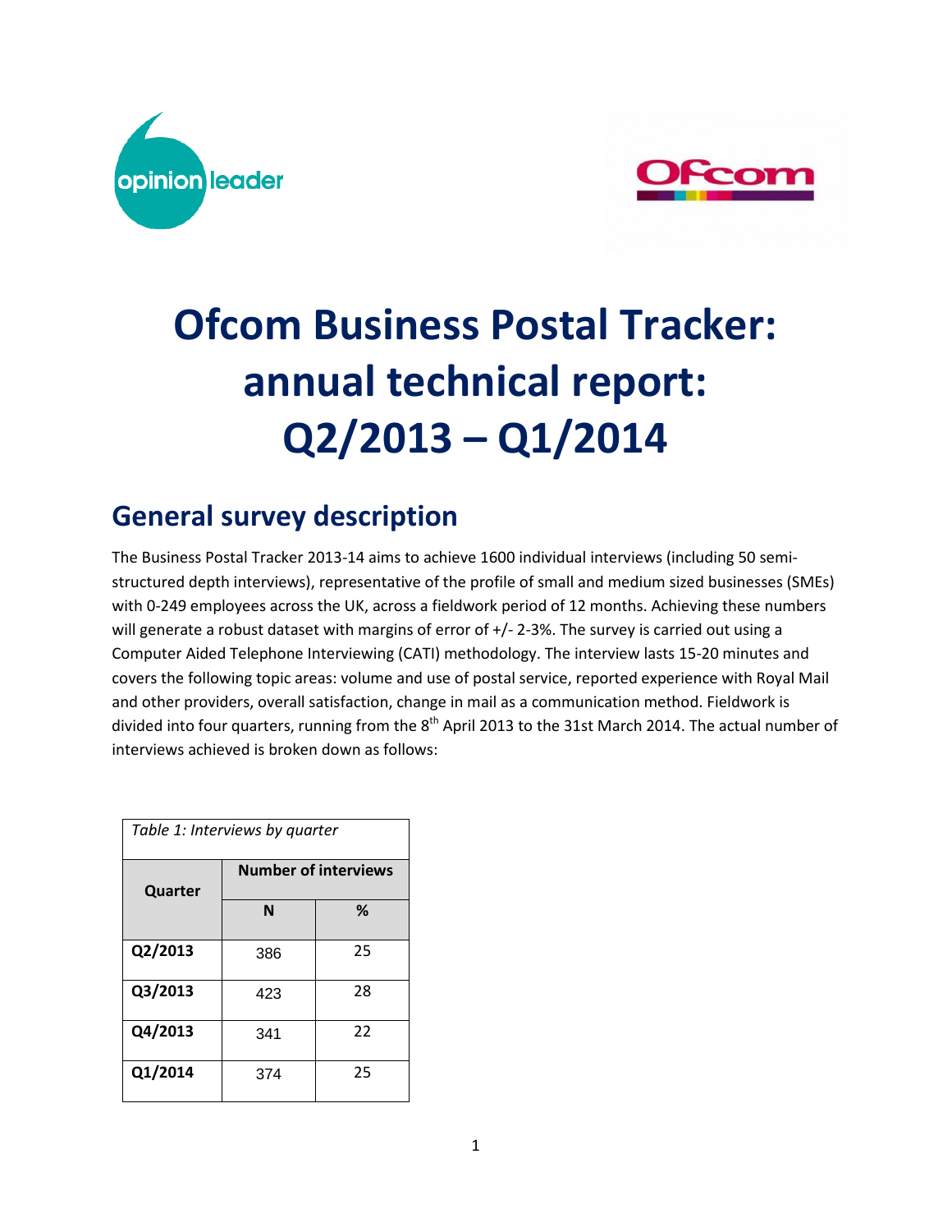# Ofcom Business Postal Tracker: annual technical report: Q2/2013 – Q1/2014

## General survey description

The Business Postal Tracker 2013-14 aims to achieve 1600 individual interviews (including 50 semi-structured depth interviews), representative of the profile of small and medium sized businesses (SMEs) with 0-249 employees across the UK, across a fieldwork period of 12 months. Achieving these numbers will generate a robust dataset with margins of error of +/- 2-3%. The survey is carried out using a Computer Aided Telephone Interviewing (CATI) methodology. The interview lasts 15-20 minutes and covers the following topic areas: volume and use of postal service, reported experience with Royal Mail and other providers, overall satisfaction, change in mail as a communication method. Fieldwork is divided into four quarters, running from the 8th April 2013 to the 31st March 2014. The actual number of interviews achieved is broken down as follows:

*Table 1: Interviews by quarter*

| Quarter | Number of interviews | |
|---|---|---|
| | N | % |
| **Q2/2013** | 386 | 25 |
| **Q3/2013** | 423 | 28 |
| **Q4/2013** | 341 | 22 |
| **Q1/2014** | 374 | 25 |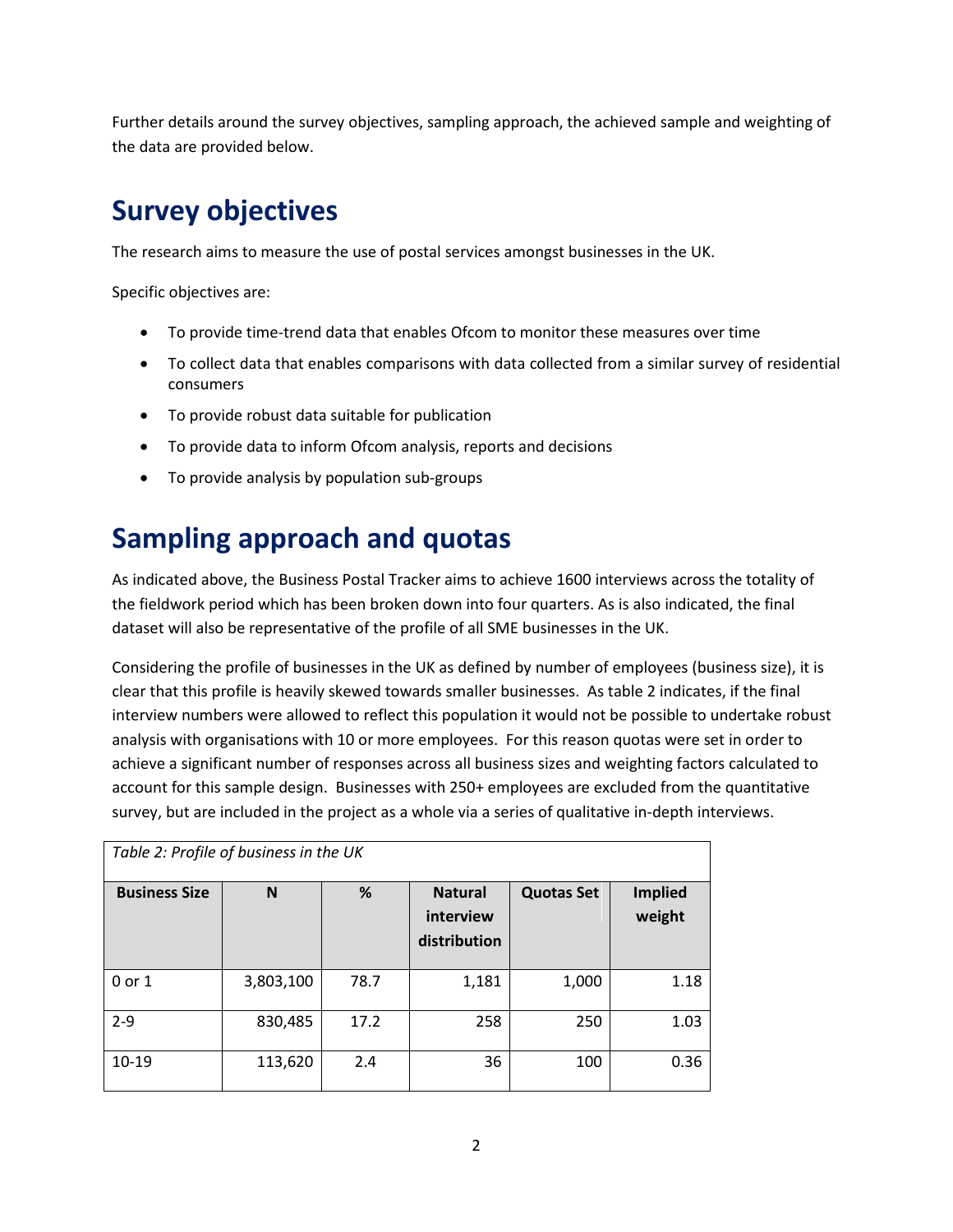Further details around the survey objectives, sampling approach, the achieved sample and weighting of the data are provided below.

# Survey objectives

The research aims to measure the use of postal services amongst businesses in the UK.

Specific objectives are:

- To provide time-trend data that enables Ofcom to monitor these measures over time
- To collect data that enables comparisons with data collected from a similar survey of residential consumers
- To provide robust data suitable for publication
- To provide data to inform Ofcom analysis, reports and decisions
- To provide analysis by population sub-groups

# Sampling approach and quotas

As indicated above, the Business Postal Tracker aims to achieve 1600 interviews across the totality of the fieldwork period which has been broken down into four quarters. As is also indicated, the final dataset will also be representative of the profile of all SME businesses in the UK.

Considering the profile of businesses in the UK as defined by number of employees (business size), it is clear that this profile is heavily skewed towards smaller businesses. As table 2 indicates, if the final interview numbers were allowed to reflect this population it would not be possible to undertake robust analysis with organisations with 10 or more employees. For this reason quotas were set in order to achieve a significant number of responses across all business sizes and weighting factors calculated to account for this sample design. Businesses with 250+ employees are excluded from the quantitative survey, but are included in the project as a whole via a series of qualitative in-depth interviews.

*Table 2: Profile of business in the UK*

| Business Size | N | % | Natural interview distribution | Quotas Set | Implied weight |
|---|---|---|---|---|---|
| 0 or 1 | 3,803,100 | 78.7 | 1,181 | 1,000 | 1.18 |
| 2-9 | 830,485 | 17.2 | 258 | 250 | 1.03 |
| 10-19 | 113,620 | 2.4 | 36 | 100 | 0.36 |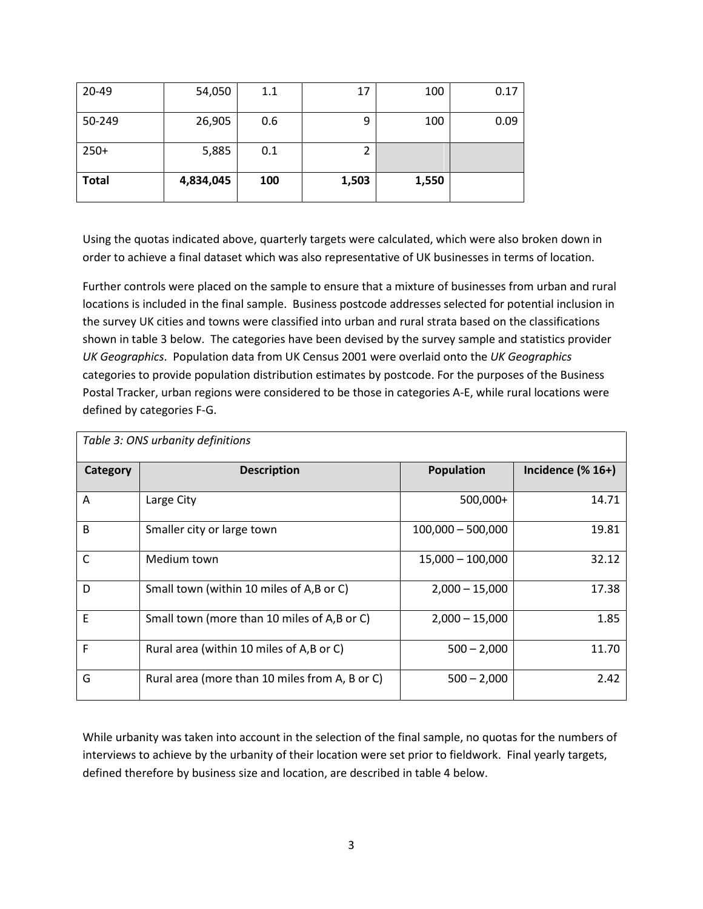| 20-49 | 54,050 | 1.1 | 17 | 100 | 0.17 |
|---|---|---|---|---|---|
| 50-249 | 26,905 | 0.6 | 9 | 100 | 0.09 |
| 250+ | 5,885 | 0.1 | 2 | | |
| **Total** | **4,834,045** | **100** | **1,503** | **1,550** | |

Using the quotas indicated above, quarterly targets were calculated, which were also broken down in order to achieve a final dataset which was also representative of UK businesses in terms of location.

Further controls were placed on the sample to ensure that a mixture of businesses from urban and rural locations is included in the final sample. Business postcode addresses selected for potential inclusion in the survey UK cities and towns were classified into urban and rural strata based on the classifications shown in table 3 below. The categories have been devised by the survey sample and statistics provider *UK Geographics*. Population data from UK Census 2001 were overlaid onto the *UK Geographics* categories to provide population distribution estimates by postcode. For the purposes of the Business Postal Tracker, urban regions were considered to be those in categories A-E, while rural locations were defined by categories F-G.

*Table 3: ONS urbanity definitions*

| Category | Description | Population | Incidence (% 16+) |
|---|---|---|---|
| A | Large City | 500,000+ | 14.71 |
| B | Smaller city or large town | 100,000 – 500,000 | 19.81 |
| C | Medium town | 15,000 – 100,000 | 32.12 |
| D | Small town (within 10 miles of A,B or C) | 2,000 – 15,000 | 17.38 |
| E | Small town (more than 10 miles of A,B or C) | 2,000 – 15,000 | 1.85 |
| F | Rural area (within 10 miles of A,B or C) | 500 – 2,000 | 11.70 |
| G | Rural area (more than 10 miles from A, B or C) | 500 – 2,000 | 2.42 |

While urbanity was taken into account in the selection of the final sample, no quotas for the numbers of interviews to achieve by the urbanity of their location were set prior to fieldwork. Final yearly targets, defined therefore by business size and location, are described in table 4 below.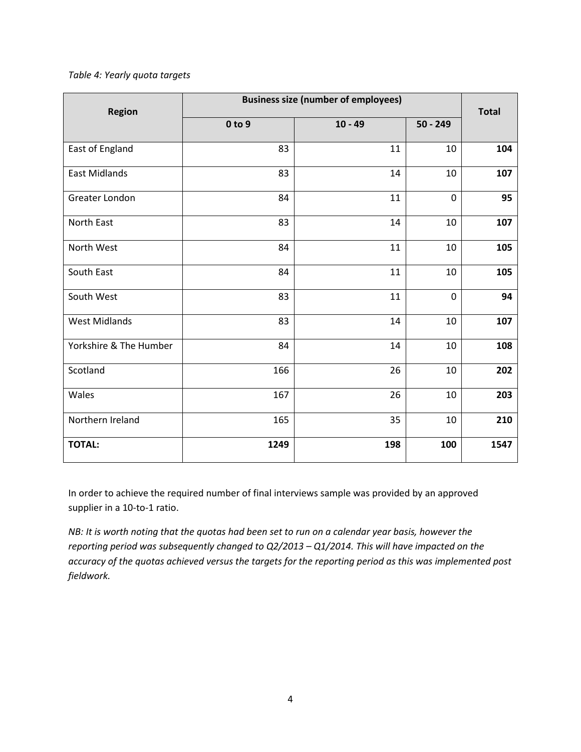*Table 4: Yearly quota targets*

| Region | Business size (number of employees) | | | Total |
|---|---|---|---|---|
| | 0 to 9 | 10 - 49 | 50 - 249 | |
| East of England | 83 | 11 | 10 | **104** |
| East Midlands | 83 | 14 | 10 | **107** |
| Greater London | 84 | 11 | 0 | **95** |
| North East | 83 | 14 | 10 | **107** |
| North West | 84 | 11 | 10 | **105** |
| South East | 84 | 11 | 10 | **105** |
| South West | 83 | 11 | 0 | **94** |
| West Midlands | 83 | 14 | 10 | **107** |
| Yorkshire & The Humber | 84 | 14 | 10 | **108** |
| Scotland | 166 | 26 | 10 | **202** |
| Wales | 167 | 26 | 10 | **203** |
| Northern Ireland | 165 | 35 | 10 | **210** |
| **TOTAL:** | **1249** | **198** | **100** | **1547** |

In order to achieve the required number of final interviews sample was provided by an approved supplier in a 10-to-1 ratio.

*NB: It is worth noting that the quotas had been set to run on a calendar year basis, however the reporting period was subsequently changed to Q2/2013 – Q1/2014. This will have impacted on the accuracy of the quotas achieved versus the targets for the reporting period as this was implemented post fieldwork.*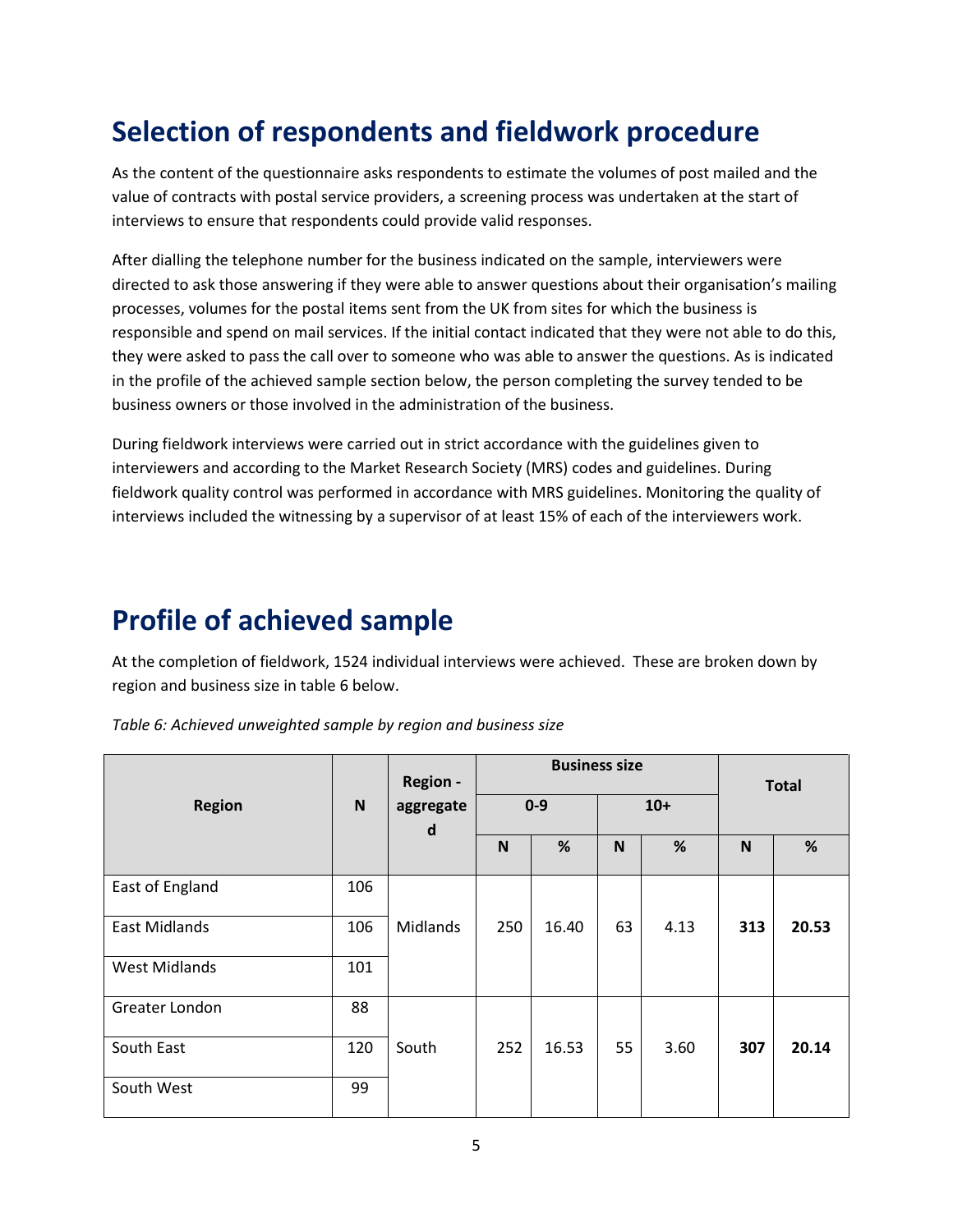# Selection of respondents and fieldwork procedure

As the content of the questionnaire asks respondents to estimate the volumes of post mailed and the value of contracts with postal service providers, a screening process was undertaken at the start of interviews to ensure that respondents could provide valid responses.

After dialling the telephone number for the business indicated on the sample, interviewers were directed to ask those answering if they were able to answer questions about their organisation's mailing processes, volumes for the postal items sent from the UK from sites for which the business is responsible and spend on mail services. If the initial contact indicated that they were not able to do this, they were asked to pass the call over to someone who was able to answer the questions. As is indicated in the profile of the achieved sample section below, the person completing the survey tended to be business owners or those involved in the administration of the business.

During fieldwork interviews were carried out in strict accordance with the guidelines given to interviewers and according to the Market Research Society (MRS) codes and guidelines. During fieldwork quality control was performed in accordance with MRS guidelines. Monitoring the quality of interviews included the witnessing by a supervisor of at least 15% of each of the interviewers work.

# Profile of achieved sample

At the completion of fieldwork, 1524 individual interviews were achieved. These are broken down by region and business size in table 6 below.

*Table 6: Achieved unweighted sample by region and business size*

| Region | N | Region - aggregated | Business size | | | | Total | |
|---|---|---|---|---|---|---|---|---|
| | | | 0-9 | | 10+ | | | |
| | | | N | % | N | % | N | % |
| East of England | 106 | Midlands | 250 | 16.40 | 63 | 4.13 | **313** | **20.53** |
| East Midlands | 106 | | | | | | | |
| West Midlands | 101 | | | | | | | |
| Greater London | 88 | South | 252 | 16.53 | 55 | 3.60 | **307** | **20.14** |
| South East | 120 | | | | | | | |
| South West | 99 | | | | | | | |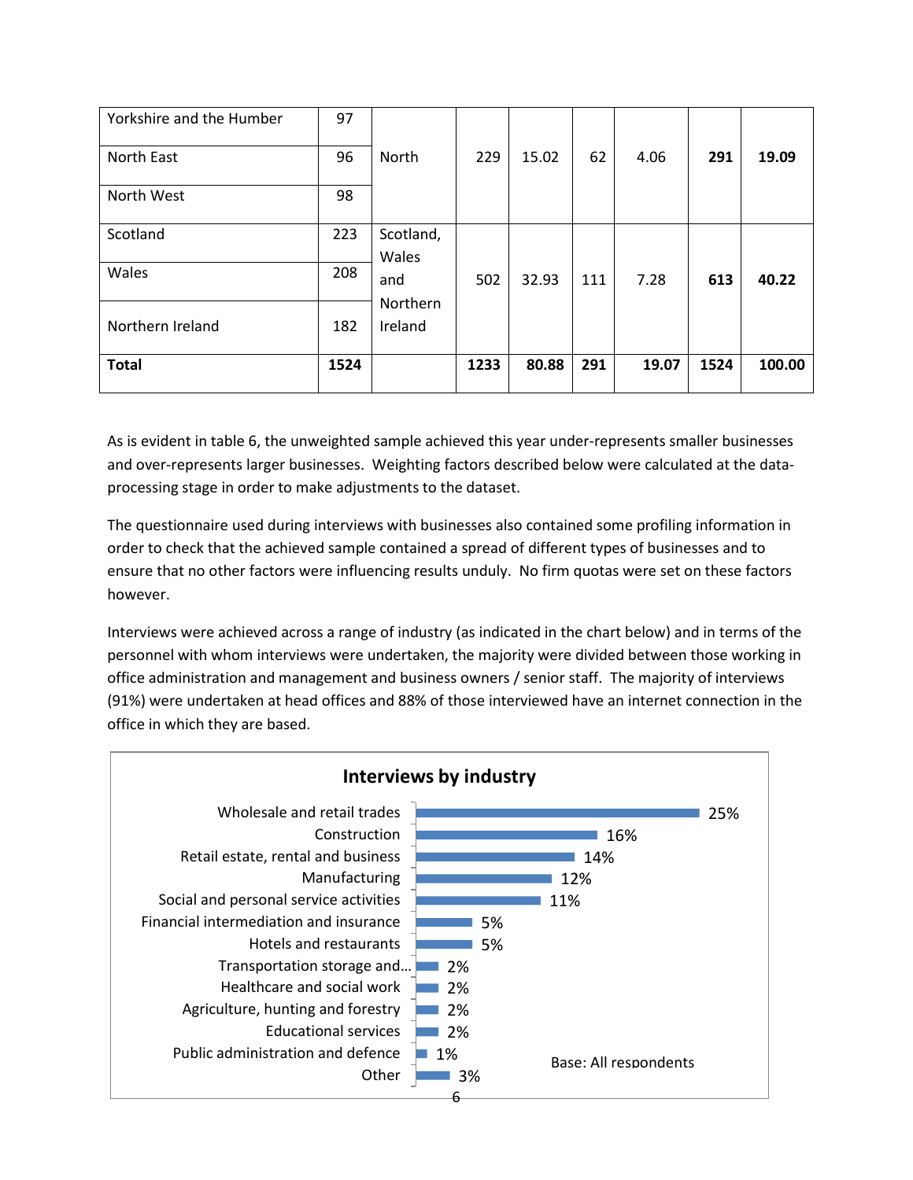| | | | | | | | | |
|---|---|---|---|---|---|---|---|---|
| Yorkshire and the Humber | 97 | North | 229 | 15.02 | 62 | 4.06 | **291** | **19.09** |
| North East | 96 | | | | | | | |
| North West | 98 | | | | | | | |
| Scotland | 223 | Scotland, Wales and Northern Ireland | 502 | 32.93 | 111 | 7.28 | **613** | **40.22** |
| Wales | 208 | | | | | | | |
| Northern Ireland | 182 | | | | | | | |
| **Total** | **1524** | | **1233** | **80.88** | **291** | **19.07** | **1524** | **100.00** |

As is evident in table 6, the unweighted sample achieved this year under-represents smaller businesses and over-represents larger businesses. Weighting factors described below were calculated at the data-processing stage in order to make adjustments to the dataset.

The questionnaire used during interviews with businesses also contained some profiling information in order to check that the achieved sample contained a spread of different types of businesses and to ensure that no other factors were influencing results unduly. No firm quotas were set on these factors however.

Interviews were achieved across a range of industry (as indicated in the chart below) and in terms of the personnel with whom interviews were undertaken, the majority were divided between those working in office administration and management and business owners / senior staff. The majority of interviews (91%) were undertaken at head offices and 88% of those interviewed have an internet connection in the office in which they are based.

**Interviews by industry**

| Industry | % |
|---|---|
| Wholesale and retail trades | 25% |
| Construction | 16% |
| Retail estate, rental and business | 14% |
| Manufacturing | 12% |
| Social and personal service activities | 11% |
| Financial intermediation and insurance | 5% |
| Hotels and restaurants | 5% |
| Transportation storage and… | 2% |
| Healthcare and social work | 2% |
| Agriculture, hunting and forestry | 2% |
| Educational services | 2% |
| Public administration and defence | 1% |
| Other | 3% |

Base: All respondents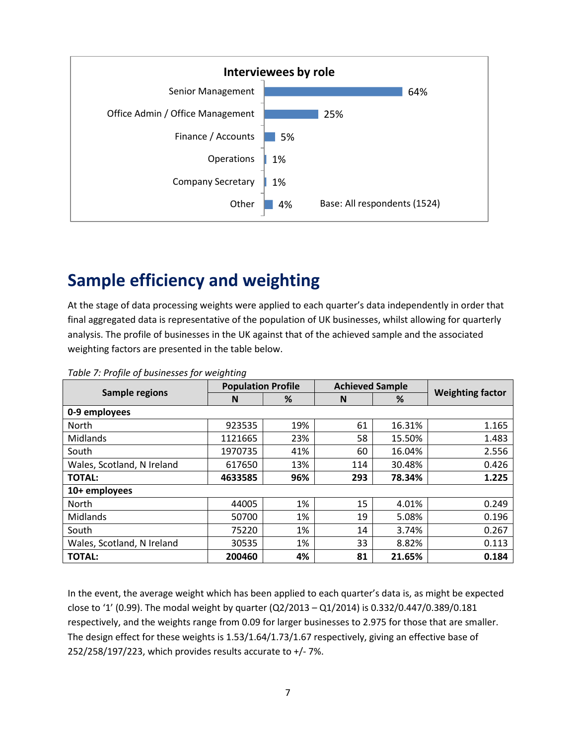**Interviewees by role**

| Role | % |
|---|---|
| Senior Management | 64% |
| Office Admin / Office Management | 25% |
| Finance / Accounts | 5% |
| Operations | 1% |
| Company Secretary | 1% |
| Other | 4% |

Base: All respondents (1524)

## Sample efficiency and weighting

At the stage of data processing weights were applied to each quarter's data independently in order that final aggregated data is representative of the population of UK businesses, whilst allowing for quarterly analysis. The profile of businesses in the UK against that of the achieved sample and the associated weighting factors are presented in the table below.

*Table 7: Profile of businesses for weighting*

| Sample regions | Population Profile | | Achieved Sample | | Weighting factor |
|---|---|---|---|---|---|
| | N | % | N | % | |
| **0-9 employees** | | | | | |
| North | 923535 | 19% | 61 | 16.31% | 1.165 |
| Midlands | 1121665 | 23% | 58 | 15.50% | 1.483 |
| South | 1970735 | 41% | 60 | 16.04% | 2.556 |
| Wales, Scotland, N Ireland | 617650 | 13% | 114 | 30.48% | 0.426 |
| **TOTAL:** | **4633585** | **96%** | **293** | **78.34%** | **1.225** |
| **10+ employees** | | | | | |
| North | 44005 | 1% | 15 | 4.01% | 0.249 |
| Midlands | 50700 | 1% | 19 | 5.08% | 0.196 |
| South | 75220 | 1% | 14 | 3.74% | 0.267 |
| Wales, Scotland, N Ireland | 30535 | 1% | 33 | 8.82% | 0.113 |
| **TOTAL:** | **200460** | **4%** | **81** | **21.65%** | **0.184** |

In the event, the average weight which has been applied to each quarter's data is, as might be expected close to '1' (0.99). The modal weight by quarter (Q2/2013 – Q1/2014) is 0.332/0.447/0.389/0.181 respectively, and the weights range from 0.09 for larger businesses to 2.975 for those that are smaller. The design effect for these weights is 1.53/1.64/1.73/1.67 respectively, giving an effective base of 252/258/197/223, which provides results accurate to +/- 7%.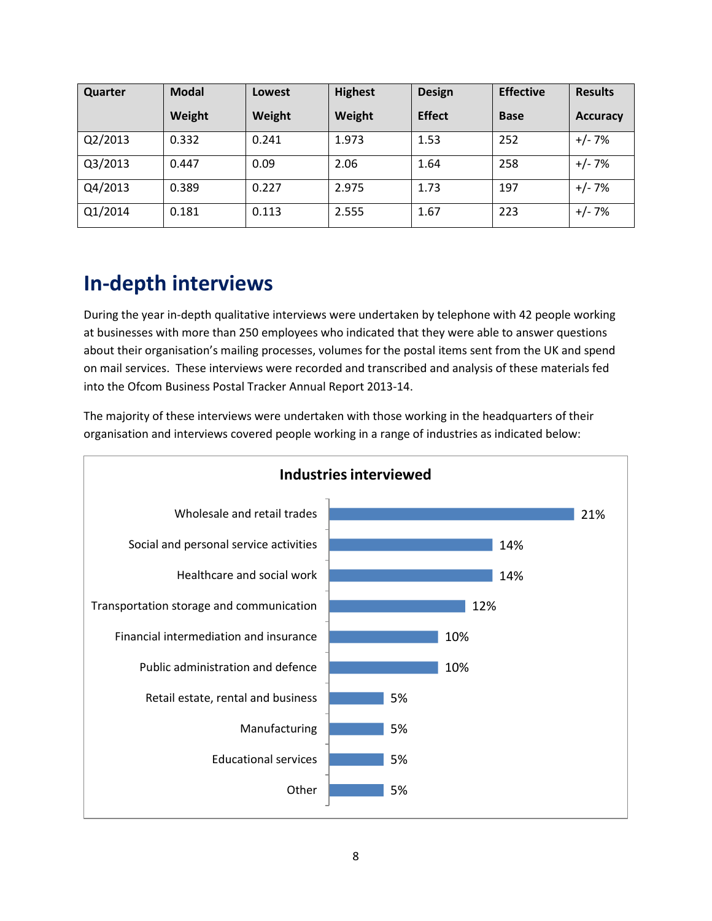| Quarter | Modal Weight | Lowest Weight | Highest Weight | Design Effect | Effective Base | Results Accuracy |
|---|---|---|---|---|---|---|
| Q2/2013 | 0.332 | 0.241 | 1.973 | 1.53 | 252 | +/- 7% |
| Q3/2013 | 0.447 | 0.09 | 2.06 | 1.64 | 258 | +/- 7% |
| Q4/2013 | 0.389 | 0.227 | 2.975 | 1.73 | 197 | +/- 7% |
| Q1/2014 | 0.181 | 0.113 | 2.555 | 1.67 | 223 | +/- 7% |

## In-depth interviews

During the year in-depth qualitative interviews were undertaken by telephone with 42 people working at businesses with more than 250 employees who indicated that they were able to answer questions about their organisation's mailing processes, volumes for the postal items sent from the UK and spend on mail services. These interviews were recorded and transcribed and analysis of these materials fed into the Ofcom Business Postal Tracker Annual Report 2013-14.

The majority of these interviews were undertaken with those working in the headquarters of their organisation and interviews covered people working in a range of industries as indicated below:

Industries interviewed

Wholesale and retail trades 21%
Social and personal service activities 14%
Healthcare and social work 14%
Transportation storage and communication 12%
Financial intermediation and insurance 10%
Public administration and defence 10%
Retail estate, rental and business 5%
Manufacturing 5%
Educational services 5%
Other 5%